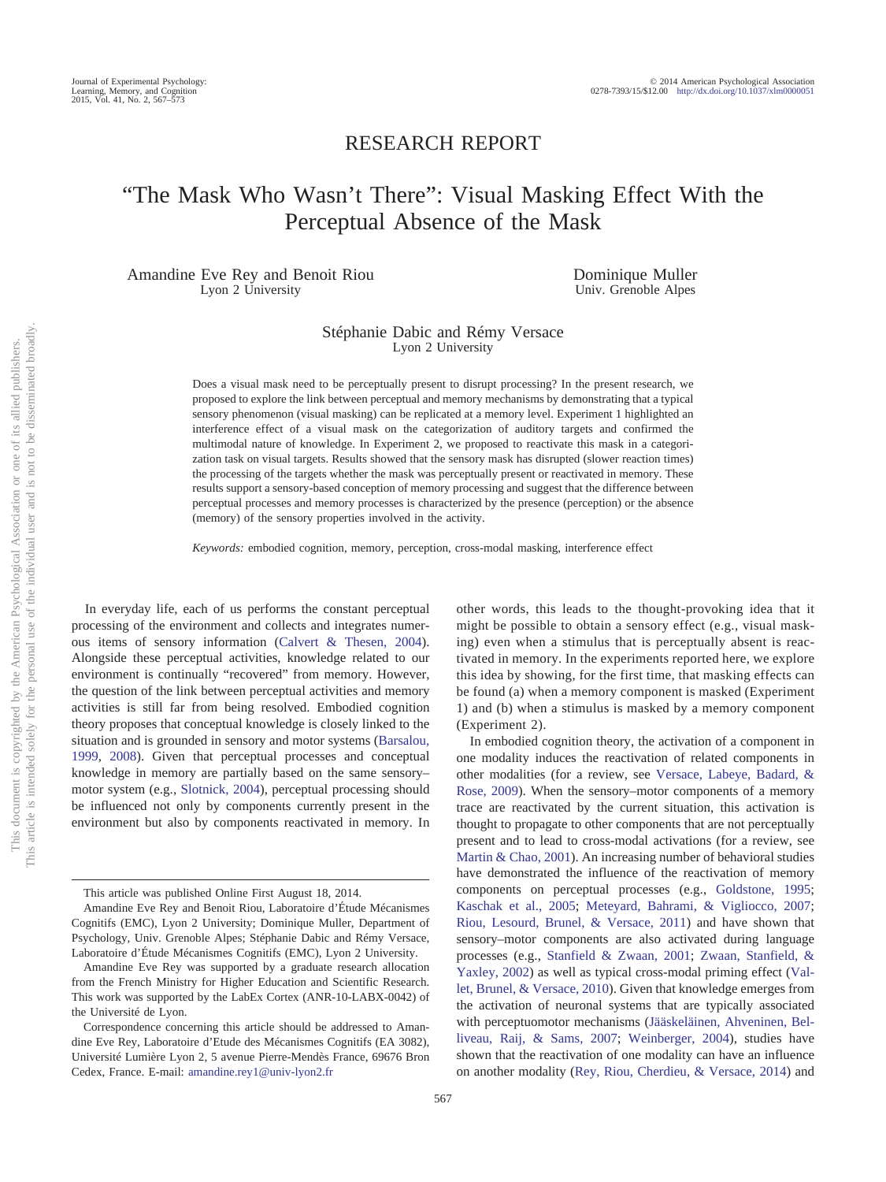RESEARCH REPORT

# "The Mask Who Wasn't There": Visual Masking Effect With the Perceptual Absence of the Mask

Amandine Eve Rey and Benoit Riou
Lyon 2 University

Dominique Muller
Univ. Grenoble Alpes

Stéphanie Dabic and Rémy Versace
Lyon 2 University

Does a visual mask need to be perceptually present to disrupt processing? In the present research, we proposed to explore the link between perceptual and memory mechanisms by demonstrating that a typical sensory phenomenon (visual masking) can be replicated at a memory level. Experiment 1 highlighted an interference effect of a visual mask on the categorization of auditory targets and confirmed the multimodal nature of knowledge. In Experiment 2, we proposed to reactivate this mask in a categorization task on visual targets. Results showed that the sensory mask has disrupted (slower reaction times) the processing of the targets whether the mask was perceptually present or reactivated in memory. These results support a sensory-based conception of memory processing and suggest that the difference between perceptual processes and memory processes is characterized by the presence (perception) or the absence (memory) of the sensory properties involved in the activity.

*Keywords:* embodied cognition, memory, perception, cross-modal masking, interference effect

In everyday life, each of us performs the constant perceptual processing of the environment and collects and integrates numerous items of sensory information (Calvert & Thesen, 2004). Alongside these perceptual activities, knowledge related to our environment is continually "recovered" from memory. However, the question of the link between perceptual activities and memory activities is still far from being resolved. Embodied cognition theory proposes that conceptual knowledge is closely linked to the situation and is grounded in sensory and motor systems (Barsalou, 1999, 2008). Given that perceptual processes and conceptual knowledge in memory are partially based on the same sensory–motor system (e.g., Slotnick, 2004), perceptual processing should be influenced not only by components currently present in the environment but also by components reactivated in memory. In other words, this leads to the thought-provoking idea that it might be possible to obtain a sensory effect (e.g., visual masking) even when a stimulus that is perceptually absent is reactivated in memory. In the experiments reported here, we explore this idea by showing, for the first time, that masking effects can be found (a) when a memory component is masked (Experiment 1) and (b) when a stimulus is masked by a memory component (Experiment 2).

In embodied cognition theory, the activation of a component in one modality induces the reactivation of related components in other modalities (for a review, see Versace, Labeye, Badard, & Rose, 2009). When the sensory–motor components of a memory trace are reactivated by the current situation, this activation is thought to propagate to other components that are not perceptually present and to lead to cross-modal activations (for a review, see Martin & Chao, 2001). An increasing number of behavioral studies have demonstrated the influence of the reactivation of memory components on perceptual processes (e.g., Goldstone, 1995; Kaschak et al., 2005; Meteyard, Bahrami, & Vigliocco, 2007; Riou, Lesourd, Brunel, & Versace, 2011) and have shown that sensory–motor components are also activated during language processes (e.g., Stanfield & Zwaan, 2001; Zwaan, Stanfield, & Yaxley, 2002) as well as typical cross-modal priming effect (Vallet, Brunel, & Versace, 2010). Given that knowledge emerges from the activation of neuronal systems that are typically associated with perceptuomotor mechanisms (Jääskeläinen, Ahveninen, Belliveau, Raij, & Sams, 2007; Weinberger, 2004), studies have shown that the reactivation of one modality can have an influence on another modality (Rey, Riou, Cherdieu, & Versace, 2014) and

---

This article was published Online First August 18, 2014.

Amandine Eve Rey and Benoit Riou, Laboratoire d'Étude Mécanismes Cognitifs (EMC), Lyon 2 University; Dominique Muller, Department of Psychology, Univ. Grenoble Alpes; Stéphanie Dabic and Rémy Versace, Laboratoire d'Étude Mécanismes Cognitifs (EMC), Lyon 2 University.

Amandine Eve Rey was supported by a graduate research allocation from the French Ministry for Higher Education and Scientific Research. This work was supported by the LabEx Cortex (ANR-10-LABX-0042) of the Université de Lyon.

Correspondence concerning this article should be addressed to Amandine Eve Rey, Laboratoire d'Etude des Mécanismes Cognitifs (EA 3082), Université Lumière Lyon 2, 5 avenue Pierre-Mendès France, 69676 Bron Cedex, France. E-mail: amandine.rey1@univ-lyon2.fr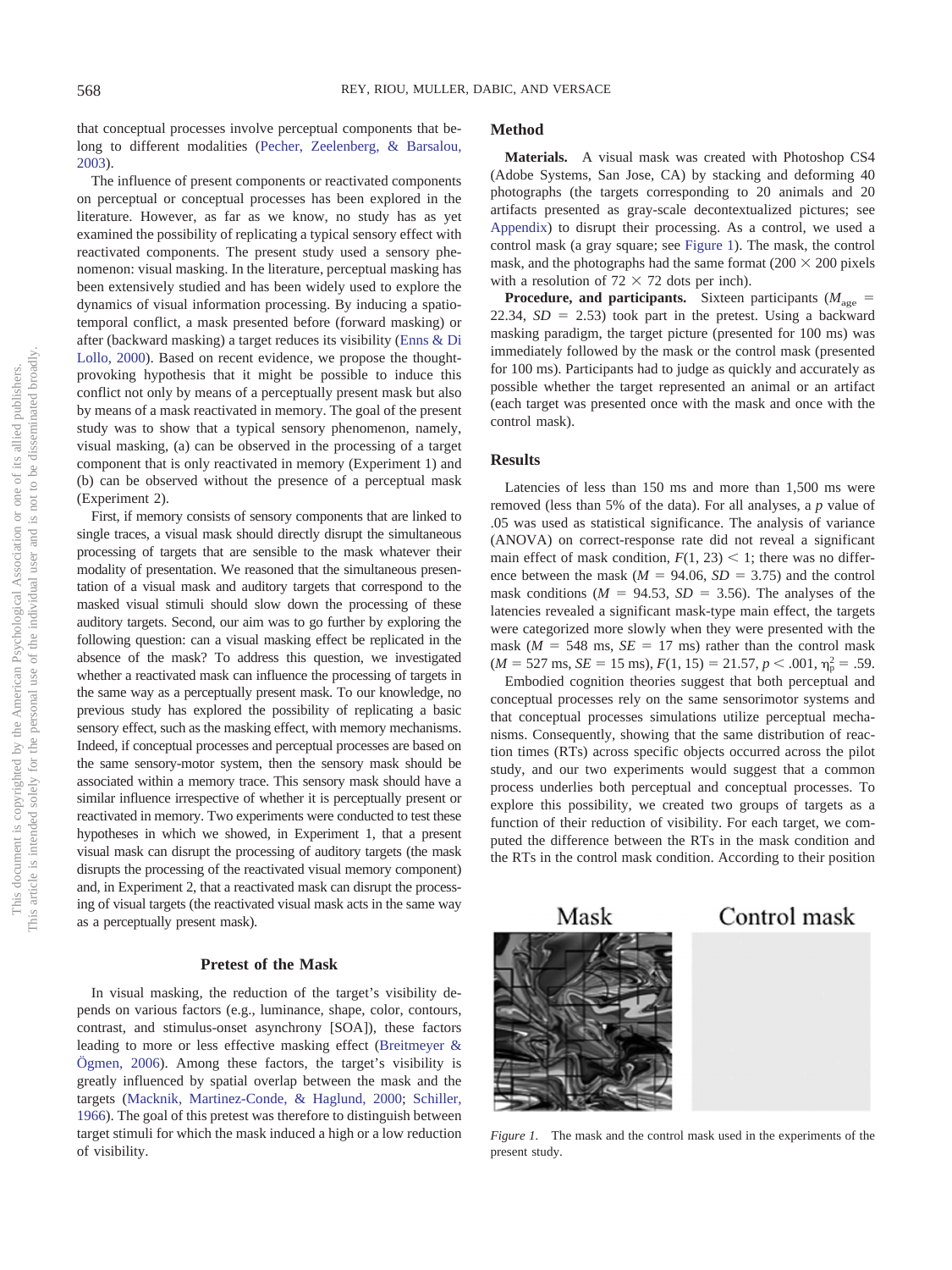that conceptual processes involve perceptual components that belong to different modalities (Pecher, Zeelenberg, & Barsalou, 2003).

The influence of present components or reactivated components on perceptual or conceptual processes has been explored in the literature. However, as far as we know, no study has as yet examined the possibility of replicating a typical sensory effect with reactivated components. The present study used a sensory phenomenon: visual masking. In the literature, perceptual masking has been extensively studied and has been widely used to explore the dynamics of visual information processing. By inducing a spatiotemporal conflict, a mask presented before (forward masking) or after (backward masking) a target reduces its visibility (Enns & Di Lollo, 2000). Based on recent evidence, we propose the thought-provoking hypothesis that it might be possible to induce this conflict not only by means of a perceptually present mask but also by means of a mask reactivated in memory. The goal of the present study was to show that a typical sensory phenomenon, namely, visual masking, (a) can be observed in the processing of a target component that is only reactivated in memory (Experiment 1) and (b) can be observed without the presence of a perceptual mask (Experiment 2).

First, if memory consists of sensory components that are linked to single traces, a visual mask should directly disrupt the simultaneous processing of targets that are sensible to the mask whatever their modality of presentation. We reasoned that the simultaneous presentation of a visual mask and auditory targets that correspond to the masked visual stimuli should slow down the processing of these auditory targets. Second, our aim was to go further by exploring the following question: can a visual masking effect be replicated in the absence of the mask? To address this question, we investigated whether a reactivated mask can influence the processing of targets in the same way as a perceptually present mask. To our knowledge, no previous study has explored the possibility of replicating a basic sensory effect, such as the masking effect, with memory mechanisms. Indeed, if conceptual processes and perceptual processes are based on the same sensory-motor system, then the sensory mask should be associated within a memory trace. This sensory mask should have a similar influence irrespective of whether it is perceptually present or reactivated in memory. Two experiments were conducted to test these hypotheses in which we showed, in Experiment 1, that a present visual mask can disrupt the processing of auditory targets (the mask disrupts the processing of the reactivated visual memory component) and, in Experiment 2, that a reactivated mask can disrupt the processing of visual targets (the reactivated visual mask acts in the same way as a perceptually present mask).

## Pretest of the Mask

In visual masking, the reduction of the target's visibility depends on various factors (e.g., luminance, shape, color, contours, contrast, and stimulus-onset asynchrony [SOA]), these factors leading to more or less effective masking effect (Breitmeyer & Ögmen, 2006). Among these factors, the target's visibility is greatly influenced by spatial overlap between the mask and the targets (Macknik, Martinez-Conde, & Haglund, 2000; Schiller, 1966). The goal of this pretest was therefore to distinguish between target stimuli for which the mask induced a high or a low reduction of visibility.

### Method

**Materials.** A visual mask was created with Photoshop CS4 (Adobe Systems, San Jose, CA) by stacking and deforming 40 photographs (the targets corresponding to 20 animals and 20 artifacts presented as gray-scale decontextualized pictures; see Appendix) to disrupt their processing. As a control, we used a control mask (a gray square; see Figure 1). The mask, the control mask, and the photographs had the same format (200 × 200 pixels with a resolution of 72 × 72 dots per inch).

**Procedure, and participants.** Sixteen participants ($M_{age}$ = 22.34, $SD$ = 2.53) took part in the pretest. Using a backward masking paradigm, the target picture (presented for 100 ms) was immediately followed by the mask or the control mask (presented for 100 ms). Participants had to judge as quickly and accurately as possible whether the target represented an animal or an artifact (each target was presented once with the mask and once with the control mask).

### Results

Latencies of less than 150 ms and more than 1,500 ms were removed (less than 5% of the data). For all analyses, a $p$ value of .05 was used as statistical significance. The analysis of variance (ANOVA) on correct-response rate did not reveal a significant main effect of mask condition, $F(1, 23) < 1$; there was no difference between the mask ($M$ = 94.06, $SD$ = 3.75) and the control mask conditions ($M$ = 94.53, $SD$ = 3.56). The analyses of the latencies revealed a significant mask-type main effect, the targets were categorized more slowly when they were presented with the mask ($M$ = 548 ms, $SE$ = 17 ms) rather than the control mask ($M$ = 527 ms, $SE$ = 15 ms), $F(1, 15) = 21.57$, $p < .001$, $\eta_p^2 = .59$.

Embodied cognition theories suggest that both perceptual and conceptual processes rely on the same sensorimotor systems and that conceptual processes simulations utilize perceptual mechanisms. Consequently, showing that the same distribution of reaction times (RTs) across specific objects occurred across the pilot study, and our two experiments would suggest that a common process underlies both perceptual and conceptual processes. To explore this possibility, we created two groups of targets as a function of their reduction of visibility. For each target, we computed the difference between the RTs in the mask condition and the RTs in the control mask condition. According to their position

Mask | Control mask

*Figure 1.* The mask and the control mask used in the experiments of the present study.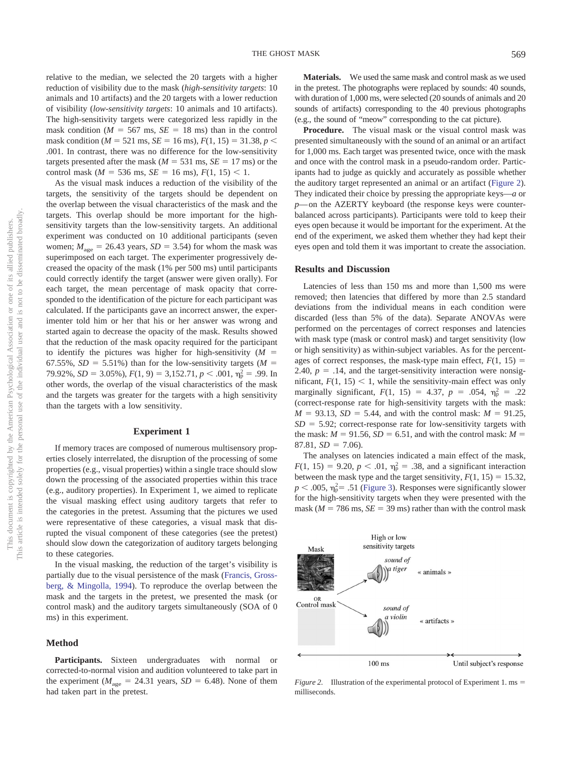relative to the median, we selected the 20 targets with a higher reduction of visibility due to the mask (*high-sensitivity targets*: 10 animals and 10 artifacts) and the 20 targets with a lower reduction of visibility (*low-sensitivity targets*: 10 animals and 10 artifacts). The high-sensitivity targets were categorized less rapidly in the mask condition ($M$ = 567 ms, $SE$ = 18 ms) than in the control mask condition ($M$ = 521 ms, $SE$ = 16 ms), $F(1, 15) = 31.38$, $p < .001$. In contrast, there was no difference for the low-sensitivity targets presented after the mask ($M$ = 531 ms, $SE$ = 17 ms) or the control mask ($M$ = 536 ms, $SE$ = 16 ms), $F(1, 15) < 1$.

As the visual mask induces a reduction of the visibility of the targets, the sensitivity of the targets should be dependent on the overlap between the visual characteristics of the mask and the targets. This overlap should be more important for the high-sensitivity targets than the low-sensitivity targets. An additional experiment was conducted on 10 additional participants (seven women; $M_{age}$ = 26.43 years, $SD$ = 3.54) for whom the mask was superimposed on each target. The experimenter progressively decreased the opacity of the mask (1% per 500 ms) until participants could correctly identify the target (answer were given orally). For each target, the mean percentage of mask opacity that corresponded to the identification of the picture for each participant was calculated. If the participants gave an incorrect answer, the experimenter told him or her that his or her answer was wrong and started again to decrease the opacity of the mask. Results showed that the reduction of the mask opacity required for the participant to identify the pictures was higher for high-sensitivity ($M$ = 67.55%, $SD$ = 5.51%) than for the low-sensitivity targets ($M$ = 79.92%, $SD$ = 3.05%), $F(1, 9) = 3{,}152.71$, $p < .001$, $\eta_p^2 = .99$. In other words, the overlap of the visual characteristics of the mask and the targets was greater for the targets with a high sensitivity than the targets with a low sensitivity.

## Experiment 1

If memory traces are composed of numerous multisensory properties closely interrelated, the disruption of the processing of some properties (e.g., visual properties) within a single trace should slow down the processing of the associated properties within this trace (e.g., auditory properties). In Experiment 1, we aimed to replicate the visual masking effect using auditory targets that refer to the categories in the pretest. Assuming that the pictures we used were representative of these categories, a visual mask that disrupted the visual component of these categories (see the pretest) should slow down the categorization of auditory targets belonging to these categories.

In the visual masking, the reduction of the target's visibility is partially due to the visual persistence of the mask (Francis, Grossberg, & Mingolla, 1994). To reproduce the overlap between the mask and the targets in the pretest, we presented the mask (or control mask) and the auditory targets simultaneously (SOA of 0 ms) in this experiment.

### Method

**Participants.** Sixteen undergraduates with normal or corrected-to-normal vision and audition volunteered to take part in the experiment ($M_{age}$ = 24.31 years, $SD$ = 6.48). None of them had taken part in the pretest.

**Materials.** We used the same mask and control mask as we used in the pretest. The photographs were replaced by sounds: 40 sounds, with duration of 1,000 ms, were selected (20 sounds of animals and 20 sounds of artifacts) corresponding to the 40 previous photographs (e.g., the sound of "meow" corresponding to the cat picture).

**Procedure.** The visual mask or the visual control mask was presented simultaneously with the sound of an animal or an artifact for 1,000 ms. Each target was presented twice, once with the mask and once with the control mask in a pseudo-random order. Participants had to judge as quickly and accurately as possible whether the auditory target represented an animal or an artifact (Figure 2). They indicated their choice by pressing the appropriate keys—*a* or *p*—on the AZERTY keyboard (the response keys were counterbalanced across participants). Participants were told to keep their eyes open because it would be important for the experiment. At the end of the experiment, we asked them whether they had kept their eyes open and told them it was important to create the association.

### Results and Discussion

Latencies of less than 150 ms and more than 1,500 ms were removed; then latencies that differed by more than 2.5 standard deviations from the individual means in each condition were discarded (less than 5% of the data). Separate ANOVAs were performed on the percentages of correct responses and latencies with mask type (mask or control mask) and target sensitivity (low or high sensitivity) as within-subject variables. As for the percentages of correct responses, the mask-type main effect, $F(1, 15) = 2.40$, $p = .14$, and the target-sensitivity interaction were nonsignificant, $F(1, 15) < 1$, while the sensitivity-main effect was only marginally significant, $F(1, 15) = 4.37$, $p = .054$, $\eta_p^2 = .22$ (correct-response rate for high-sensitivity targets with the mask: $M$ = 93.13, $SD$ = 5.44, and with the control mask: $M$ = 91.25, $SD$ = 5.92; correct-response rate for low-sensitivity targets with the mask: $M$ = 91.56, $SD$ = 6.51, and with the control mask: $M$ = 87.81, $SD$ = 7.06).

The analyses on latencies indicated a main effect of the mask, $F(1, 15) = 9.20$, $p < .01$, $\eta_p^2 = .38$, and a significant interaction between the mask type and the target sensitivity, $F(1, 15) = 15.32$, $p < .005$, $\eta_p^2 = .51$ (Figure 3). Responses were significantly slower for the high-sensitivity targets when they were presented with the mask ($M$ = 786 ms, $SE$ = 39 ms) rather than with the control mask

*Figure 2.* Illustration of the experimental protocol of Experiment 1. ms = milliseconds.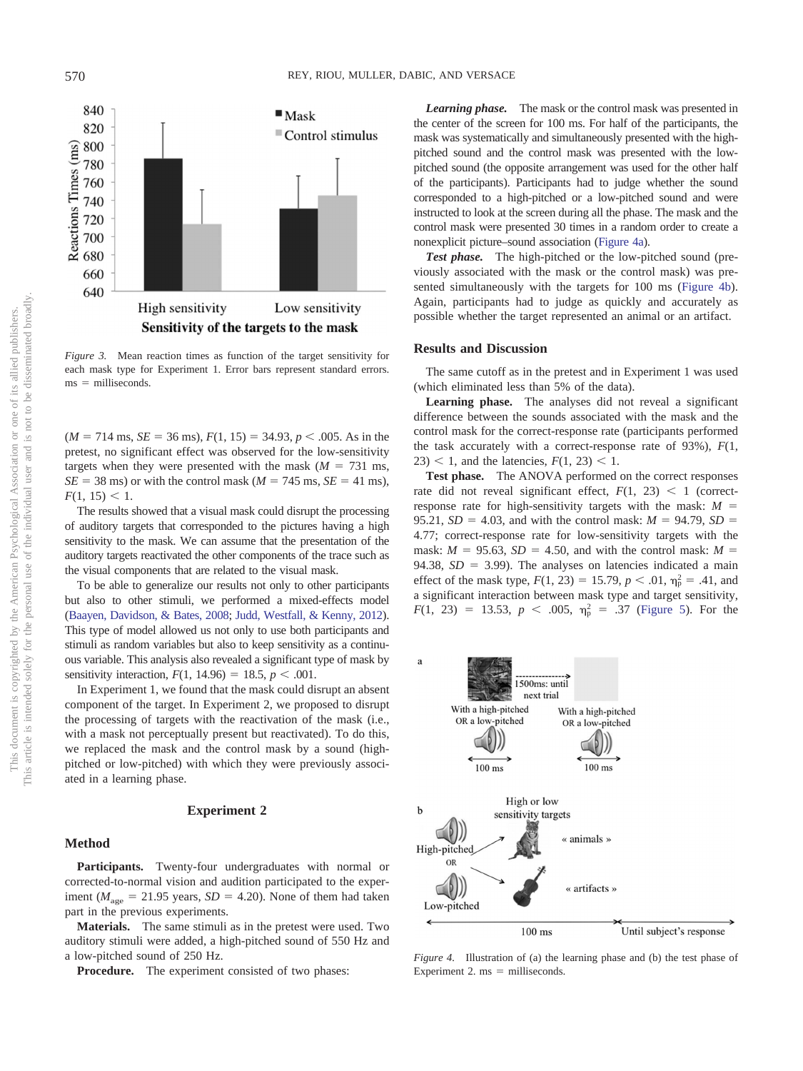Figure 3. Mean reaction times as function of the target sensitivity for each mask type for Experiment 1. Error bars represent standard errors. ms = milliseconds.

($M$ = 714 ms, $SE$ = 36 ms), $F(1, 15) = 34.93$, $p < .005$. As in the pretest, no significant effect was observed for the low-sensitivity targets when they were presented with the mask ($M$ = 731 ms, $SE$ = 38 ms) or with the control mask ($M$ = 745 ms, $SE$ = 41 ms), $F(1, 15) < 1$.

The results showed that a visual mask could disrupt the processing of auditory targets that corresponded to the pictures having a high sensitivity to the mask. We can assume that the presentation of the auditory targets reactivated the other components of the trace such as the visual components that are related to the visual mask.

To be able to generalize our results not only to other participants but also to other stimuli, we performed a mixed-effects model (Baayen, Davidson, & Bates, 2008; Judd, Westfall, & Kenny, 2012). This type of model allowed us not only to use both participants and stimuli as random variables but also to keep sensitivity as a continuous variable. This analysis also revealed a significant type of mask by sensitivity interaction, $F(1, 14.96) = 18.5$, $p < .001$.

In Experiment 1, we found that the mask could disrupt an absent component of the target. In Experiment 2, we proposed to disrupt the processing of targets with the reactivation of the mask (i.e., with a mask not perceptually present but reactivated). To do this, we replaced the mask and the control mask by a sound (high-pitched or low-pitched) with which they were previously associated in a learning phase.

## Experiment 2

### Method

**Participants.** Twenty-four undergraduates with normal or corrected-to-normal vision and audition participated to the experiment ($M_{age}$ = 21.95 years, $SD$ = 4.20). None of them had taken part in the previous experiments.

**Materials.** The same stimuli as in the pretest were used. Two auditory stimuli were added, a high-pitched sound of 550 Hz and a low-pitched sound of 250 Hz.

**Procedure.** The experiment consisted of two phases:

***Learning phase.*** The mask or the control mask was presented in the center of the screen for 100 ms. For half of the participants, the mask was systematically and simultaneously presented with the high-pitched sound and the control mask was presented with the low-pitched sound (the opposite arrangement was used for the other half of the participants). Participants had to judge whether the sound corresponded to a high-pitched or a low-pitched sound and were instructed to look at the screen during all the phase. The mask and the control mask were presented 30 times in a random order to create a nonexplicit picture–sound association (Figure 4a).

***Test phase.*** The high-pitched or the low-pitched sound (previously associated with the mask or the control mask) was presented simultaneously with the targets for 100 ms (Figure 4b). Again, participants had to judge as quickly and accurately as possible whether the target represented an animal or an artifact.

### Results and Discussion

The same cutoff as in the pretest and in Experiment 1 was used (which eliminated less than 5% of the data).

**Learning phase.** The analyses did not reveal a significant difference between the sounds associated with the mask and the control mask for the correct-response rate (participants performed the task accurately with a correct-response rate of 93%), $F(1, 23) < 1$, and the latencies, $F(1, 23) < 1$.

**Test phase.** The ANOVA performed on the correct responses rate did not reveal significant effect, $F(1, 23) < 1$ (correct-response rate for high-sensitivity targets with the mask: $M$ = 95.21, $SD$ = 4.03, and with the control mask: $M$ = 94.79, $SD$ = 4.77; correct-response rate for low-sensitivity targets with the mask: $M$ = 95.63, $SD$ = 4.50, and with the control mask: $M$ = 94.38, $SD$ = 3.99). The analyses on latencies indicated a main effect of the mask type, $F(1, 23) = 15.79$, $p < .01$, $\eta_p^2 = .41$, and a significant interaction between mask type and target sensitivity, $F(1, 23) = 13.53$, $p < .005$, $\eta_p^2 = .37$ (Figure 5). For the

Figure 4. Illustration of (a) the learning phase and (b) the test phase of Experiment 2. ms = milliseconds.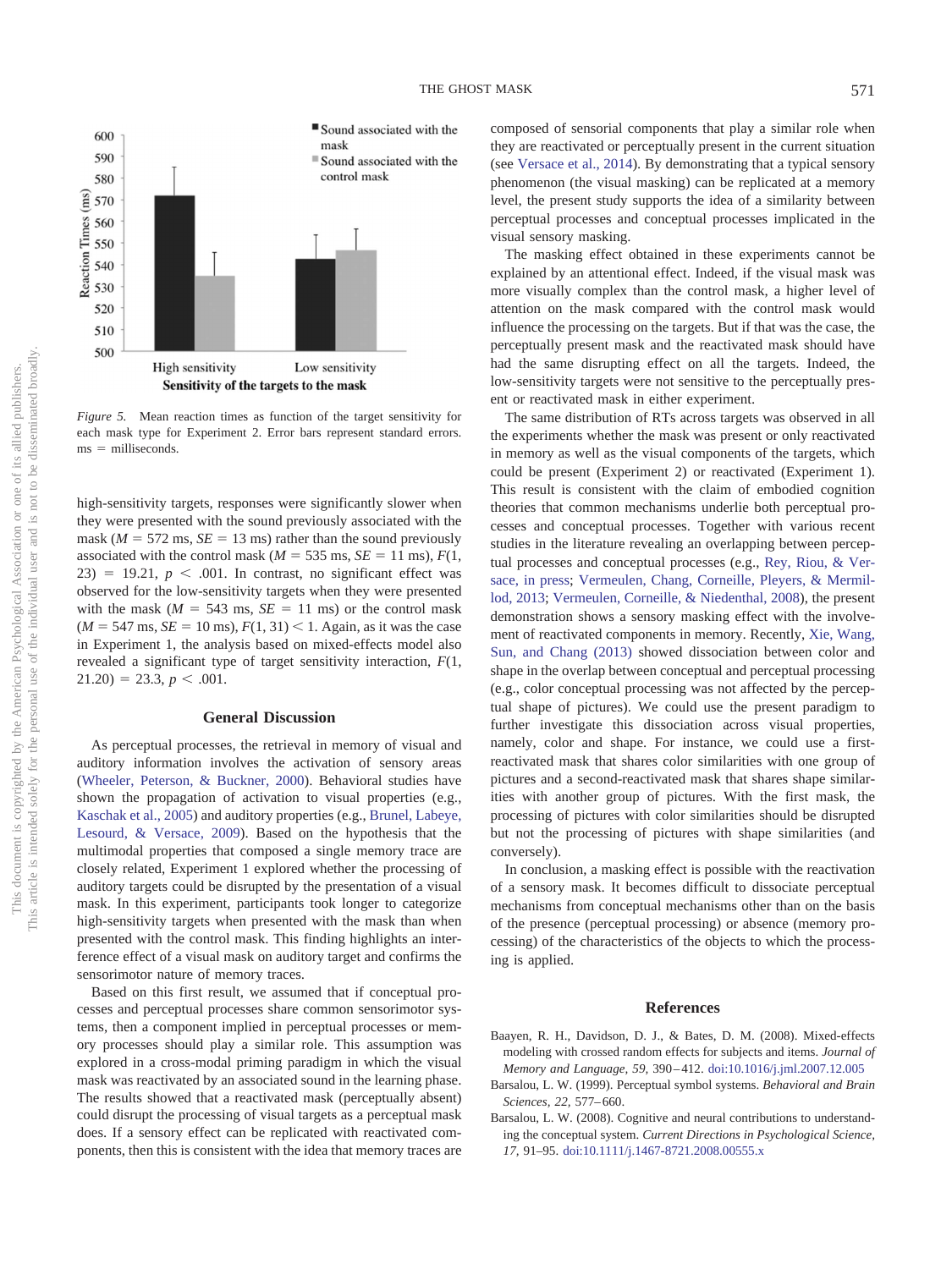Figure 5. Mean reaction times as function of the target sensitivity for each mask type for Experiment 2. Error bars represent standard errors. ms = milliseconds.

high-sensitivity targets, responses were significantly slower when they were presented with the sound previously associated with the mask ($M = 572$ ms, $SE = 13$ ms) rather than the sound previously associated with the control mask ($M = 535$ ms, $SE = 11$ ms), $F(1, 23) = 19.21$, $p < .001$. In contrast, no significant effect was observed for the low-sensitivity targets when they were presented with the mask ($M = 543$ ms, $SE = 11$ ms) or the control mask ($M = 547$ ms, $SE = 10$ ms), $F(1, 31) < 1$. Again, as it was the case in Experiment 1, the analysis based on mixed-effects model also revealed a significant type of target sensitivity interaction, $F(1, 21.20) = 23.3$, $p < .001$.

## General Discussion

As perceptual processes, the retrieval in memory of visual and auditory information involves the activation of sensory areas (Wheeler, Peterson, & Buckner, 2000). Behavioral studies have shown the propagation of activation to visual properties (e.g., Kaschak et al., 2005) and auditory properties (e.g., Brunel, Labeye, Lesourd, & Versace, 2009). Based on the hypothesis that the multimodal properties that composed a single memory trace are closely related, Experiment 1 explored whether the processing of auditory targets could be disrupted by the presentation of a visual mask. In this experiment, participants took longer to categorize high-sensitivity targets when presented with the mask than when presented with the control mask. This finding highlights an interference effect of a visual mask on auditory target and confirms the sensorimotor nature of memory traces.

Based on this first result, we assumed that if conceptual processes and perceptual processes share common sensorimotor systems, then a component implied in perceptual processes or memory processes should play a similar role. This assumption was explored in a cross-modal priming paradigm in which the visual mask was reactivated by an associated sound in the learning phase. The results showed that a reactivated mask (perceptually absent) could disrupt the processing of visual targets as a perceptual mask does. If a sensory effect can be replicated with reactivated components, then this is consistent with the idea that memory traces are composed of sensorial components that play a similar role when they are reactivated or perceptually present in the current situation (see Versace et al., 2014). By demonstrating that a typical sensory phenomenon (the visual masking) can be replicated at a memory level, the present study supports the idea of a similarity between perceptual processes and conceptual processes implicated in the visual sensory masking.

The masking effect obtained in these experiments cannot be explained by an attentional effect. Indeed, if the visual mask was more visually complex than the control mask, a higher level of attention on the mask compared with the control mask would influence the processing on the targets. But if that was the case, the perceptually present mask and the reactivated mask should have had the same disrupting effect on all the targets. Indeed, the low-sensitivity targets were not sensitive to the perceptually present or reactivated mask in either experiment.

The same distribution of RTs across targets was observed in all the experiments whether the mask was present or only reactivated in memory as well as the visual components of the targets, which could be present (Experiment 2) or reactivated (Experiment 1). This result is consistent with the claim of embodied cognition theories that common mechanisms underlie both perceptual processes and conceptual processes. Together with various recent studies in the literature revealing an overlapping between perceptual processes and conceptual processes (e.g., Rey, Riou, & Versace, in press; Vermeulen, Chang, Corneille, Pleyers, & Mermillod, 2013; Vermeulen, Corneille, & Niedenthal, 2008), the present demonstration shows a sensory masking effect with the involvement of reactivated components in memory. Recently, Xie, Wang, Sun, and Chang (2013) showed dissociation between color and shape in the overlap between conceptual and perceptual processing (e.g., color conceptual processing was not affected by the perceptual shape of pictures). We could use the present paradigm to further investigate this dissociation across visual properties, namely, color and shape. For instance, we could use a first-reactivated mask that shares color similarities with one group of pictures and a second-reactivated mask that shares shape similarities with another group of pictures. With the first mask, the processing of pictures with color similarities should be disrupted but not the processing of pictures with shape similarities (and conversely).

In conclusion, a masking effect is possible with the reactivation of a sensory mask. It becomes difficult to dissociate perceptual mechanisms from conceptual mechanisms other than on the basis of the presence (perceptual processing) or absence (memory processing) of the characteristics of the objects to which the processing is applied.

## References

Baayen, R. H., Davidson, D. J., & Bates, D. M. (2008). Mixed-effects modeling with crossed random effects for subjects and items. *Journal of Memory and Language, 59,* 390–412. doi:10.1016/j.jml.2007.12.005

Barsalou, L. W. (1999). Perceptual symbol systems. *Behavioral and Brain Sciences, 22,* 577–660.

Barsalou, L. W. (2008). Cognitive and neural contributions to understanding the conceptual system. *Current Directions in Psychological Science, 17,* 91–95. doi:10.1111/j.1467-8721.2008.00555.x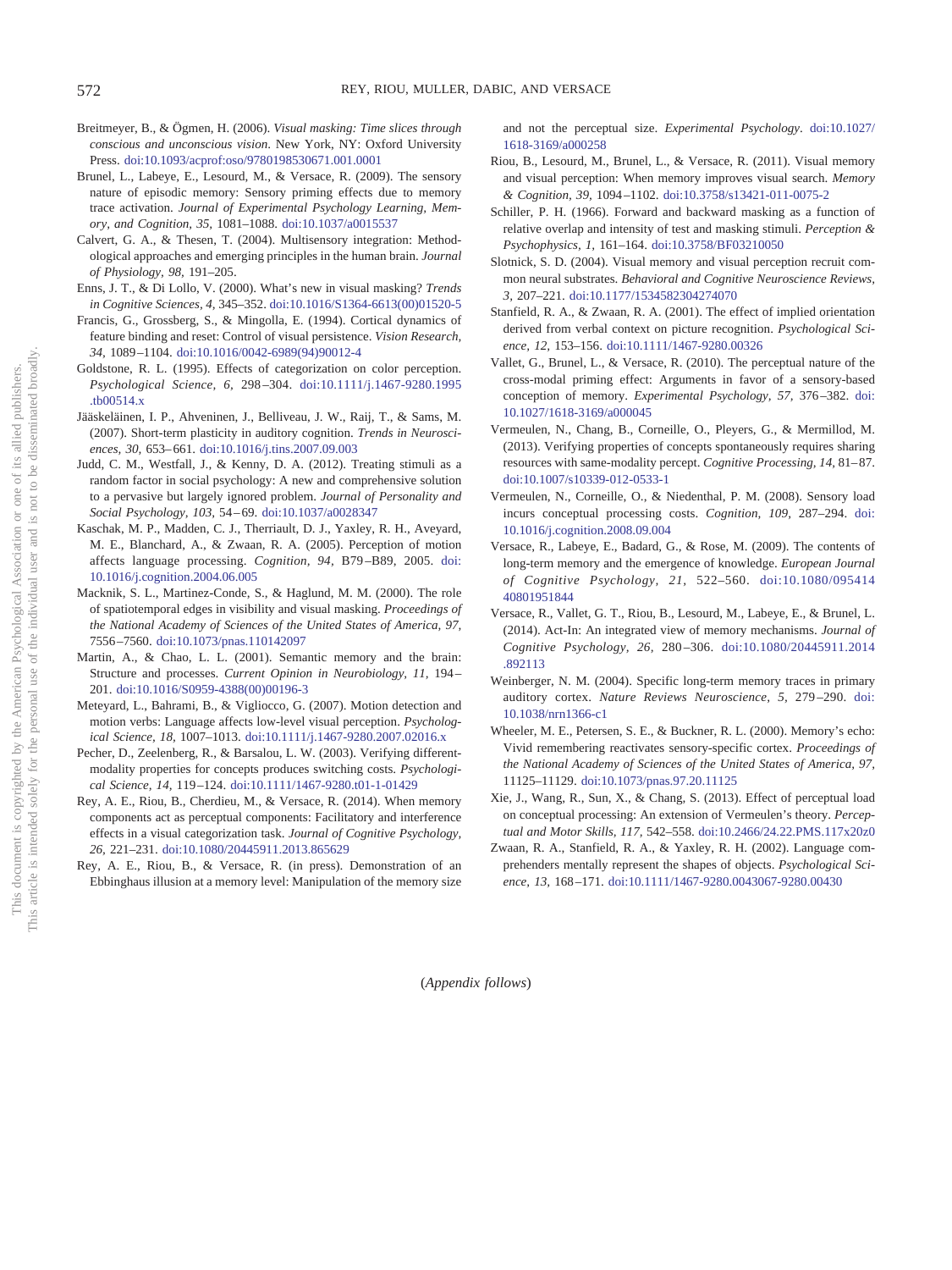Breitmeyer, B., & Ögmen, H. (2006). *Visual masking: Time slices through conscious and unconscious vision*. New York, NY: Oxford University Press. doi:10.1093/acprof:oso/9780198530671.001.0001

Brunel, L., Labeye, E., Lesourd, M., & Versace, R. (2009). The sensory nature of episodic memory: Sensory priming effects due to memory trace activation. *Journal of Experimental Psychology Learning, Memory, and Cognition, 35,* 1081–1088. doi:10.1037/a0015537

Calvert, G. A., & Thesen, T. (2004). Multisensory integration: Methodological approaches and emerging principles in the human brain. *Journal of Physiology, 98,* 191–205.

Enns, J. T., & Di Lollo, V. (2000). What's new in visual masking? *Trends in Cognitive Sciences, 4,* 345–352. doi:10.1016/S1364-6613(00)01520-5

Francis, G., Grossberg, S., & Mingolla, E. (1994). Cortical dynamics of feature binding and reset: Control of visual persistence. *Vision Research, 34,* 1089–1104. doi:10.1016/0042-6989(94)90012-4

Goldstone, R. L. (1995). Effects of categorization on color perception. *Psychological Science, 6,* 298–304. doi:10.1111/j.1467-9280.1995.tb00514.x

Jääskeläinen, I. P., Ahveninen, J., Belliveau, J. W., Raij, T., & Sams, M. (2007). Short-term plasticity in auditory cognition. *Trends in Neurosciences, 30,* 653–661. doi:10.1016/j.tins.2007.09.003

Judd, C. M., Westfall, J., & Kenny, D. A. (2012). Treating stimuli as a random factor in social psychology: A new and comprehensive solution to a pervasive but largely ignored problem. *Journal of Personality and Social Psychology, 103,* 54–69. doi:10.1037/a0028347

Kaschak, M. P., Madden, C. J., Therriault, D. J., Yaxley, R. H., Aveyard, M. E., Blanchard, A., & Zwaan, R. A. (2005). Perception of motion affects language processing. *Cognition, 94,* B79–B89, 2005. doi:10.1016/j.cognition.2004.06.005

Macknik, S. L., Martinez-Conde, S., & Haglund, M. M. (2000). The role of spatiotemporal edges in visibility and visual masking. *Proceedings of the National Academy of Sciences of the United States of America, 97,* 7556–7560. doi:10.1073/pnas.110142097

Martin, A., & Chao, L. L. (2001). Semantic memory and the brain: Structure and processes. *Current Opinion in Neurobiology, 11,* 194–201. doi:10.1016/S0959-4388(00)00196-3

Meteyard, L., Bahrami, B., & Vigliocco, G. (2007). Motion detection and motion verbs: Language affects low-level visual perception. *Psychological Science, 18,* 1007–1013. doi:10.1111/j.1467-9280.2007.02016.x

Pecher, D., Zeelenberg, R., & Barsalou, L. W. (2003). Verifying different-modality properties for concepts produces switching costs. *Psychological Science, 14,* 119–124. doi:10.1111/1467-9280.t01-1-01429

Rey, A. E., Riou, B., Cherdieu, M., & Versace, R. (2014). When memory components act as perceptual components: Facilitatory and interference effects in a visual categorization task. *Journal of Cognitive Psychology, 26,* 221–231. doi:10.1080/20445911.2013.865629

Rey, A. E., Riou, B., & Versace, R. (in press). Demonstration of an Ebbinghaus illusion at a memory level: Manipulation of the memory size and not the perceptual size. *Experimental Psychology*. doi:10.1027/1618-3169/a000258

Riou, B., Lesourd, M., Brunel, L., & Versace, R. (2011). Visual memory and visual perception: When memory improves visual search. *Memory & Cognition, 39,* 1094–1102. doi:10.3758/s13421-011-0075-2

Schiller, P. H. (1966). Forward and backward masking as a function of relative overlap and intensity of test and masking stimuli. *Perception & Psychophysics, 1,* 161–164. doi:10.3758/BF03210050

Slotnick, S. D. (2004). Visual memory and visual perception recruit common neural substrates. *Behavioral and Cognitive Neuroscience Reviews, 3,* 207–221. doi:10.1177/1534582304274070

Stanfield, R. A., & Zwaan, R. A. (2001). The effect of implied orientation derived from verbal context on picture recognition. *Psychological Science, 12,* 153–156. doi:10.1111/1467-9280.00326

Vallet, G., Brunel, L., & Versace, R. (2010). The perceptual nature of the cross-modal priming effect: Arguments in favor of a sensory-based conception of memory. *Experimental Psychology, 57,* 376–382. doi:10.1027/1618-3169/a000045

Vermeulen, N., Chang, B., Corneille, O., Pleyers, G., & Mermillod, M. (2013). Verifying properties of concepts spontaneously requires sharing resources with same-modality percept. *Cognitive Processing, 14,* 81–87. doi:10.1007/s10339-012-0533-1

Vermeulen, N., Corneille, O., & Niedenthal, P. M. (2008). Sensory load incurs conceptual processing costs. *Cognition, 109,* 287–294. doi:10.1016/j.cognition.2008.09.004

Versace, R., Labeye, E., Badard, G., & Rose, M. (2009). The contents of long-term memory and the emergence of knowledge. *European Journal of Cognitive Psychology, 21,* 522–560. doi:10.1080/09541440801951844

Versace, R., Vallet, G. T., Riou, B., Lesourd, M., Labeye, E., & Brunel, L. (2014). Act-In: An integrated view of memory mechanisms. *Journal of Cognitive Psychology, 26,* 280–306. doi:10.1080/20445911.2014.892113

Weinberger, N. M. (2004). Specific long-term memory traces in primary auditory cortex. *Nature Reviews Neuroscience, 5,* 279–290. doi:10.1038/nrn1366-c1

Wheeler, M. E., Petersen, S. E., & Buckner, R. L. (2000). Memory's echo: Vivid remembering reactivates sensory-specific cortex. *Proceedings of the National Academy of Sciences of the United States of America, 97,* 11125–11129. doi:10.1073/pnas.97.20.11125

Xie, J., Wang, R., Sun, X., & Chang, S. (2013). Effect of perceptual load on conceptual processing: An extension of Vermeulen's theory. *Perceptual and Motor Skills, 117,* 542–558. doi:10.2466/24.22.PMS.117x20z0

Zwaan, R. A., Stanfield, R. A., & Yaxley, R. H. (2002). Language comprehenders mentally represent the shapes of objects. *Psychological Science, 13,* 168–171. doi:10.1111/1467-9280.0043067-9280.00430

(*Appendix follows*)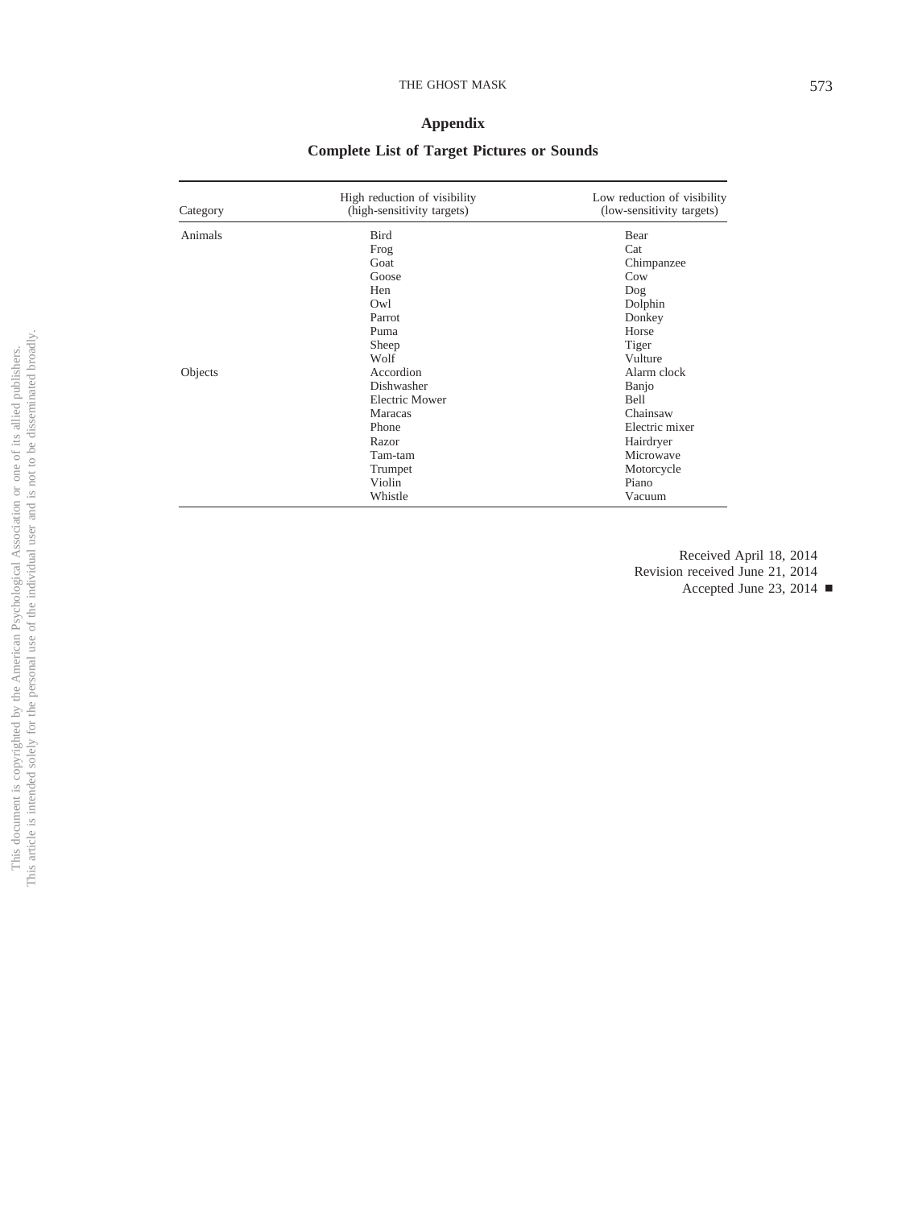## Appendix

### Complete List of Target Pictures or Sounds

| Category | High reduction of visibility (high-sensitivity targets) | Low reduction of visibility (low-sensitivity targets) |
|---|---|---|
| Animals | Bird | Bear |
| | Frog | Cat |
| | Goat | Chimpanzee |
| | Goose | Cow |
| | Hen | Dog |
| | Owl | Dolphin |
| | Parrot | Donkey |
| | Puma | Horse |
| | Sheep | Tiger |
| | Wolf | Vulture |
| Objects | Accordion | Alarm clock |
| | Dishwasher | Banjo |
| | Electric Mower | Bell |
| | Maracas | Chainsaw |
| | Phone | Electric mixer |
| | Razor | Hairdryer |
| | Tam-tam | Microwave |
| | Trumpet | Motorcycle |
| | Violin | Piano |
| | Whistle | Vacuum |

Received April 18, 2014
Revision received June 21, 2014
Accepted June 23, 2014 ■